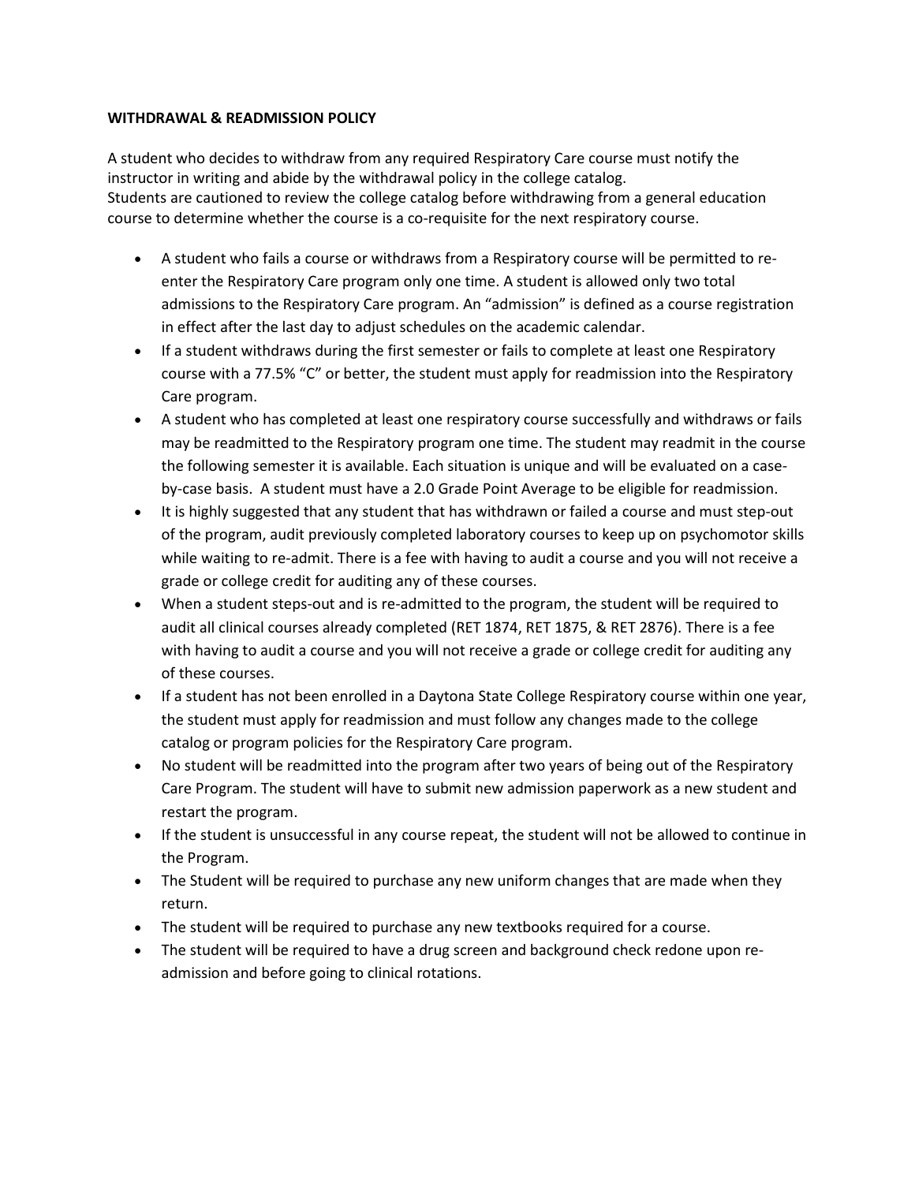**WITHDRAWAL & READMISSION POLICY**

A student who decides to withdraw from any required Respiratory Care course must notify the instructor in writing and abide by the withdrawal policy in the college catalog.
Students are cautioned to review the college catalog before withdrawing from a general education course to determine whether the course is a co-requisite for the next respiratory course.

- A student who fails a course or withdraws from a Respiratory course will be permitted to re-enter the Respiratory Care program only one time. A student is allowed only two total admissions to the Respiratory Care program. An "admission" is defined as a course registration in effect after the last day to adjust schedules on the academic calendar.
- If a student withdraws during the first semester or fails to complete at least one Respiratory course with a 77.5% "C" or better, the student must apply for readmission into the Respiratory Care program.
- A student who has completed at least one respiratory course successfully and withdraws or fails may be readmitted to the Respiratory program one time. The student may readmit in the course the following semester it is available. Each situation is unique and will be evaluated on a case-by-case basis. A student must have a 2.0 Grade Point Average to be eligible for readmission.
- It is highly suggested that any student that has withdrawn or failed a course and must step-out of the program, audit previously completed laboratory courses to keep up on psychomotor skills while waiting to re-admit. There is a fee with having to audit a course and you will not receive a grade or college credit for auditing any of these courses.
- When a student steps-out and is re-admitted to the program, the student will be required to audit all clinical courses already completed (RET 1874, RET 1875, & RET 2876). There is a fee with having to audit a course and you will not receive a grade or college credit for auditing any of these courses.
- If a student has not been enrolled in a Daytona State College Respiratory course within one year, the student must apply for readmission and must follow any changes made to the college catalog or program policies for the Respiratory Care program.
- No student will be readmitted into the program after two years of being out of the Respiratory Care Program. The student will have to submit new admission paperwork as a new student and restart the program.
- If the student is unsuccessful in any course repeat, the student will not be allowed to continue in the Program.
- The Student will be required to purchase any new uniform changes that are made when they return.
- The student will be required to purchase any new textbooks required for a course.
- The student will be required to have a drug screen and background check redone upon re-admission and before going to clinical rotations.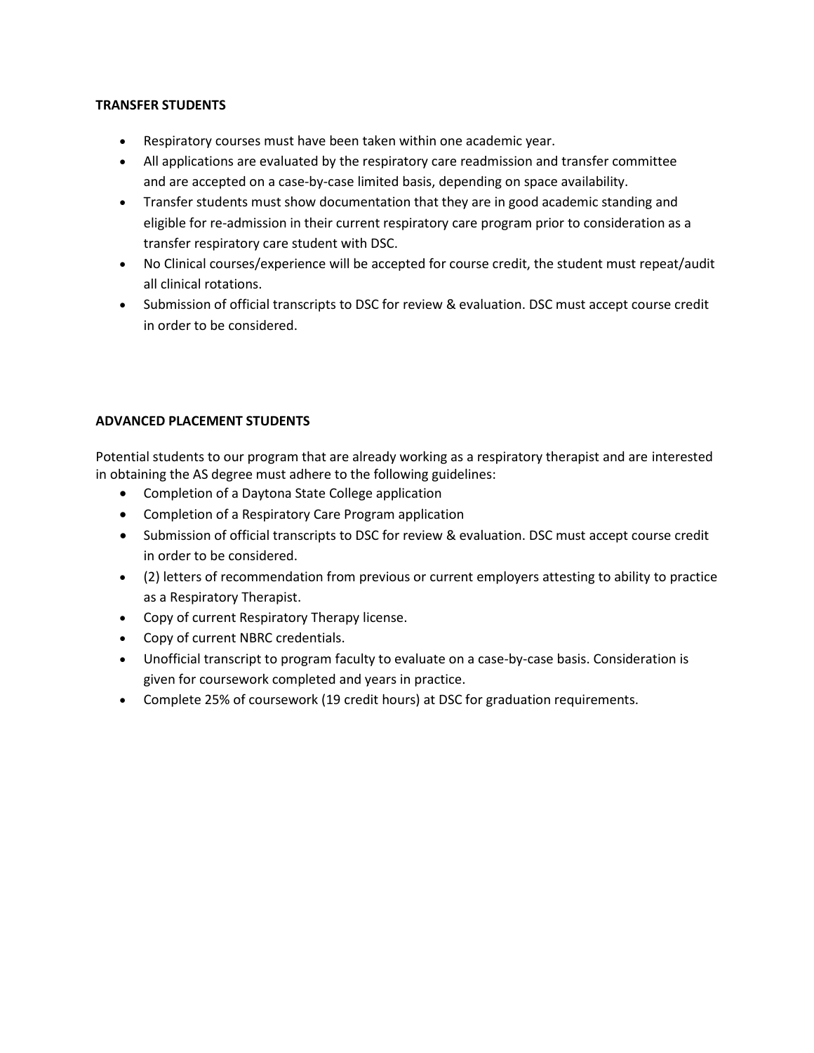**TRANSFER STUDENTS**

- Respiratory courses must have been taken within one academic year.
- All applications are evaluated by the respiratory care readmission and transfer committee and are accepted on a case-by-case limited basis, depending on space availability.
- Transfer students must show documentation that they are in good academic standing and eligible for re-admission in their current respiratory care program prior to consideration as a transfer respiratory care student with DSC.
- No Clinical courses/experience will be accepted for course credit, the student must repeat/audit all clinical rotations.
- Submission of official transcripts to DSC for review & evaluation. DSC must accept course credit in order to be considered.

**ADVANCED PLACEMENT STUDENTS**

Potential students to our program that are already working as a respiratory therapist and are interested in obtaining the AS degree must adhere to the following guidelines:

- Completion of a Daytona State College application
- Completion of a Respiratory Care Program application
- Submission of official transcripts to DSC for review & evaluation. DSC must accept course credit in order to be considered.
- (2) letters of recommendation from previous or current employers attesting to ability to practice as a Respiratory Therapist.
- Copy of current Respiratory Therapy license.
- Copy of current NBRC credentials.
- Unofficial transcript to program faculty to evaluate on a case-by-case basis. Consideration is given for coursework completed and years in practice.
- Complete 25% of coursework (19 credit hours) at DSC for graduation requirements.